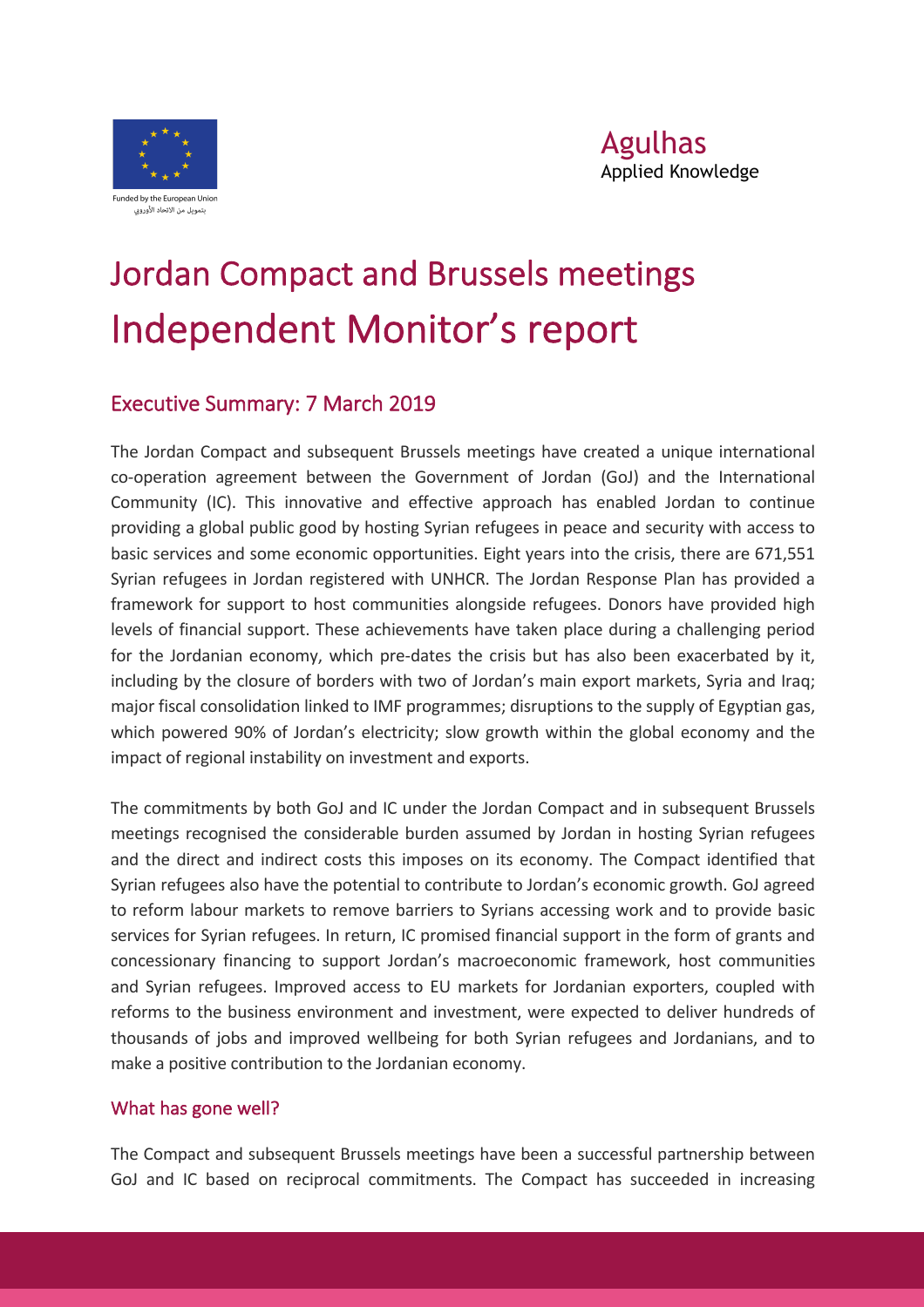Funded by the European Union
بتمويل من الاتحاد الأوروبي

Agulhas
Applied Knowledge

# Jordan Compact and Brussels meetings
# Independent Monitor's report

## Executive Summary: 7 March 2019

The Jordan Compact and subsequent Brussels meetings have created a unique international co-operation agreement between the Government of Jordan (GoJ) and the International Community (IC). This innovative and effective approach has enabled Jordan to continue providing a global public good by hosting Syrian refugees in peace and security with access to basic services and some economic opportunities. Eight years into the crisis, there are 671,551 Syrian refugees in Jordan registered with UNHCR. The Jordan Response Plan has provided a framework for support to host communities alongside refugees. Donors have provided high levels of financial support. These achievements have taken place during a challenging period for the Jordanian economy, which pre-dates the crisis but has also been exacerbated by it, including by the closure of borders with two of Jordan's main export markets, Syria and Iraq; major fiscal consolidation linked to IMF programmes; disruptions to the supply of Egyptian gas, which powered 90% of Jordan's electricity; slow growth within the global economy and the impact of regional instability on investment and exports.

The commitments by both GoJ and IC under the Jordan Compact and in subsequent Brussels meetings recognised the considerable burden assumed by Jordan in hosting Syrian refugees and the direct and indirect costs this imposes on its economy. The Compact identified that Syrian refugees also have the potential to contribute to Jordan's economic growth. GoJ agreed to reform labour markets to remove barriers to Syrians accessing work and to provide basic services for Syrian refugees. In return, IC promised financial support in the form of grants and concessionary financing to support Jordan's macroeconomic framework, host communities and Syrian refugees. Improved access to EU markets for Jordanian exporters, coupled with reforms to the business environment and investment, were expected to deliver hundreds of thousands of jobs and improved wellbeing for both Syrian refugees and Jordanians, and to make a positive contribution to the Jordanian economy.

### What has gone well?

The Compact and subsequent Brussels meetings have been a successful partnership between GoJ and IC based on reciprocal commitments. The Compact has succeeded in increasing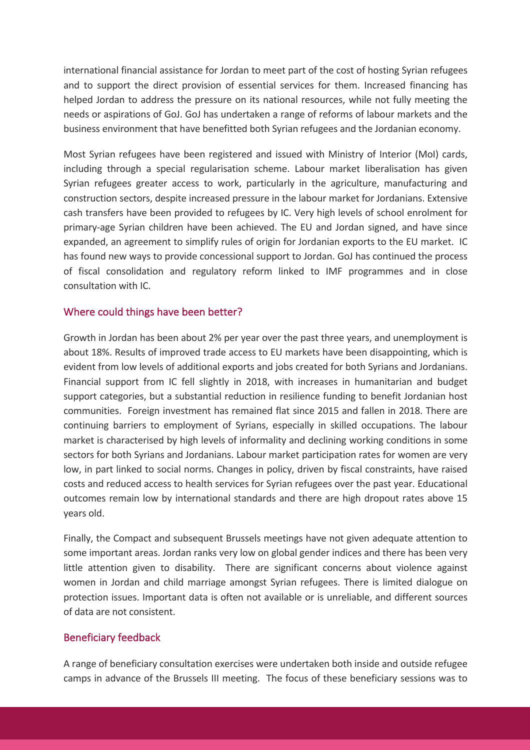international financial assistance for Jordan to meet part of the cost of hosting Syrian refugees and to support the direct provision of essential services for them. Increased financing has helped Jordan to address the pressure on its national resources, while not fully meeting the needs or aspirations of GoJ. GoJ has undertaken a range of reforms of labour markets and the business environment that have benefitted both Syrian refugees and the Jordanian economy.

Most Syrian refugees have been registered and issued with Ministry of Interior (MoI) cards, including through a special regularisation scheme. Labour market liberalisation has given Syrian refugees greater access to work, particularly in the agriculture, manufacturing and construction sectors, despite increased pressure in the labour market for Jordanians. Extensive cash transfers have been provided to refugees by IC. Very high levels of school enrolment for primary-age Syrian children have been achieved. The EU and Jordan signed, and have since expanded, an agreement to simplify rules of origin for Jordanian exports to the EU market. IC has found new ways to provide concessional support to Jordan. GoJ has continued the process of fiscal consolidation and regulatory reform linked to IMF programmes and in close consultation with IC.

## Where could things have been better?

Growth in Jordan has been about 2% per year over the past three years, and unemployment is about 18%. Results of improved trade access to EU markets have been disappointing, which is evident from low levels of additional exports and jobs created for both Syrians and Jordanians. Financial support from IC fell slightly in 2018, with increases in humanitarian and budget support categories, but a substantial reduction in resilience funding to benefit Jordanian host communities. Foreign investment has remained flat since 2015 and fallen in 2018. There are continuing barriers to employment of Syrians, especially in skilled occupations. The labour market is characterised by high levels of informality and declining working conditions in some sectors for both Syrians and Jordanians. Labour market participation rates for women are very low, in part linked to social norms. Changes in policy, driven by fiscal constraints, have raised costs and reduced access to health services for Syrian refugees over the past year. Educational outcomes remain low by international standards and there are high dropout rates above 15 years old.

Finally, the Compact and subsequent Brussels meetings have not given adequate attention to some important areas. Jordan ranks very low on global gender indices and there has been very little attention given to disability. There are significant concerns about violence against women in Jordan and child marriage amongst Syrian refugees. There is limited dialogue on protection issues. Important data is often not available or is unreliable, and different sources of data are not consistent.

## Beneficiary feedback

A range of beneficiary consultation exercises were undertaken both inside and outside refugee camps in advance of the Brussels III meeting. The focus of these beneficiary sessions was to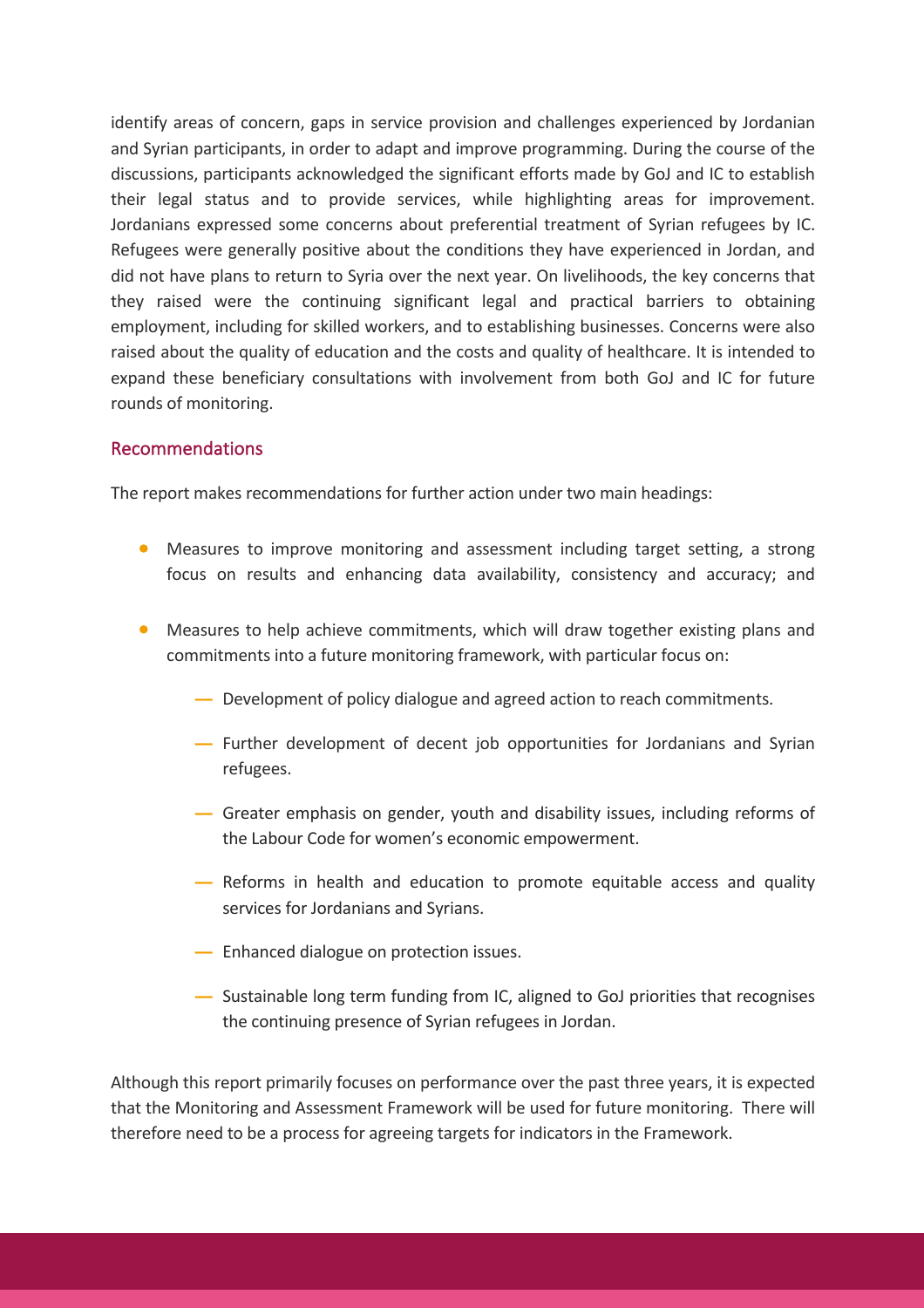identify areas of concern, gaps in service provision and challenges experienced by Jordanian and Syrian participants, in order to adapt and improve programming. During the course of the discussions, participants acknowledged the significant efforts made by GoJ and IC to establish their legal status and to provide services, while highlighting areas for improvement. Jordanians expressed some concerns about preferential treatment of Syrian refugees by IC. Refugees were generally positive about the conditions they have experienced in Jordan, and did not have plans to return to Syria over the next year. On livelihoods, the key concerns that they raised were the continuing significant legal and practical barriers to obtaining employment, including for skilled workers, and to establishing businesses. Concerns were also raised about the quality of education and the costs and quality of healthcare. It is intended to expand these beneficiary consultations with involvement from both GoJ and IC for future rounds of monitoring.

## Recommendations

The report makes recommendations for further action under two main headings:

- Measures to improve monitoring and assessment including target setting, a strong focus on results and enhancing data availability, consistency and accuracy; and
- Measures to help achieve commitments, which will draw together existing plans and commitments into a future monitoring framework, with particular focus on:
  - Development of policy dialogue and agreed action to reach commitments.
  - Further development of decent job opportunities for Jordanians and Syrian refugees.
  - Greater emphasis on gender, youth and disability issues, including reforms of the Labour Code for women's economic empowerment.
  - Reforms in health and education to promote equitable access and quality services for Jordanians and Syrians.
  - Enhanced dialogue on protection issues.
  - Sustainable long term funding from IC, aligned to GoJ priorities that recognises the continuing presence of Syrian refugees in Jordan.

Although this report primarily focuses on performance over the past three years, it is expected that the Monitoring and Assessment Framework will be used for future monitoring. There will therefore need to be a process for agreeing targets for indicators in the Framework.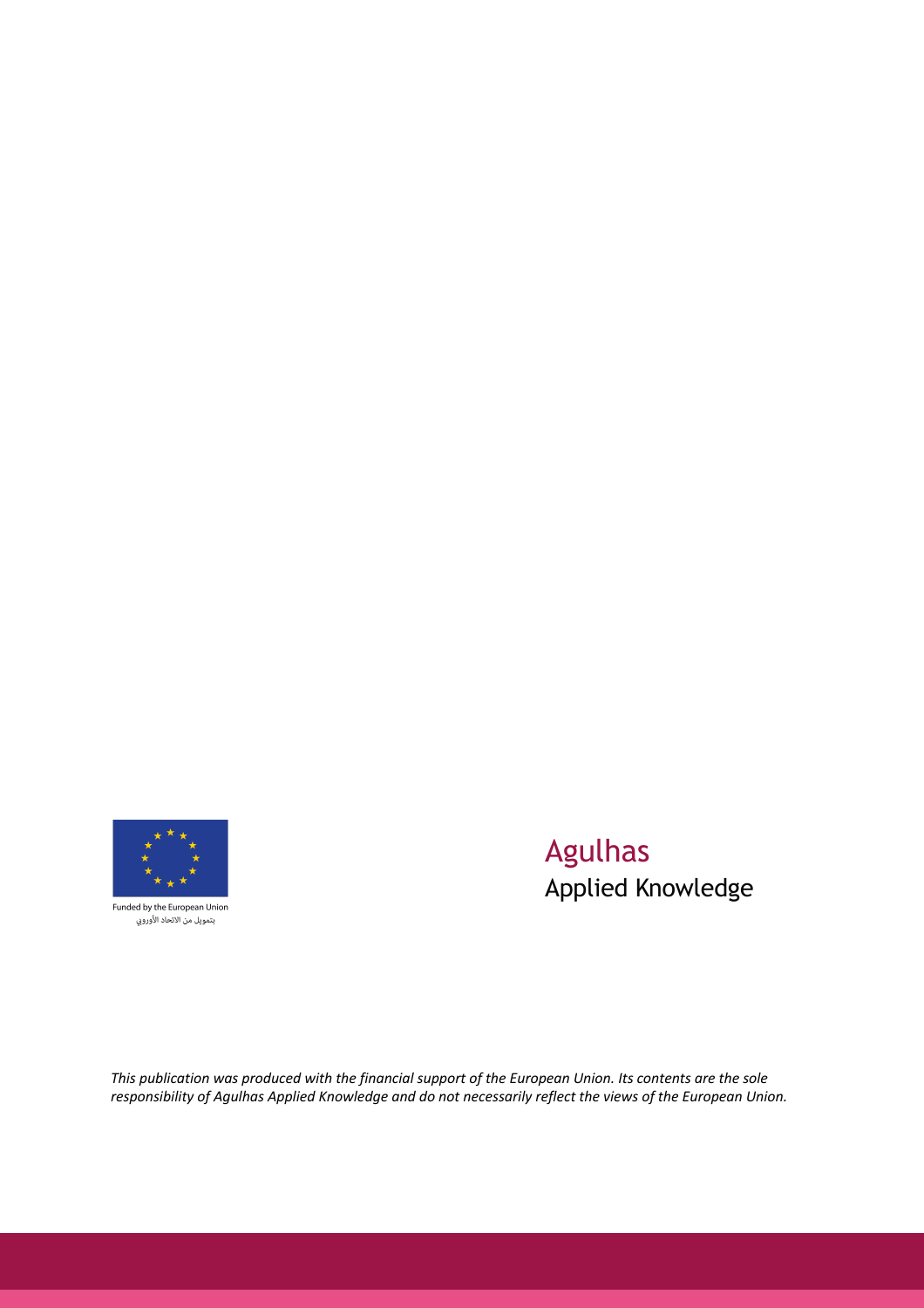Funded by the European Union
بتمويل من الاتحاد الأوروبي

Agulhas
Applied Knowledge

*This publication was produced with the financial support of the European Union. Its contents are the sole responsibility of Agulhas Applied Knowledge and do not necessarily reflect the views of the European Union.*